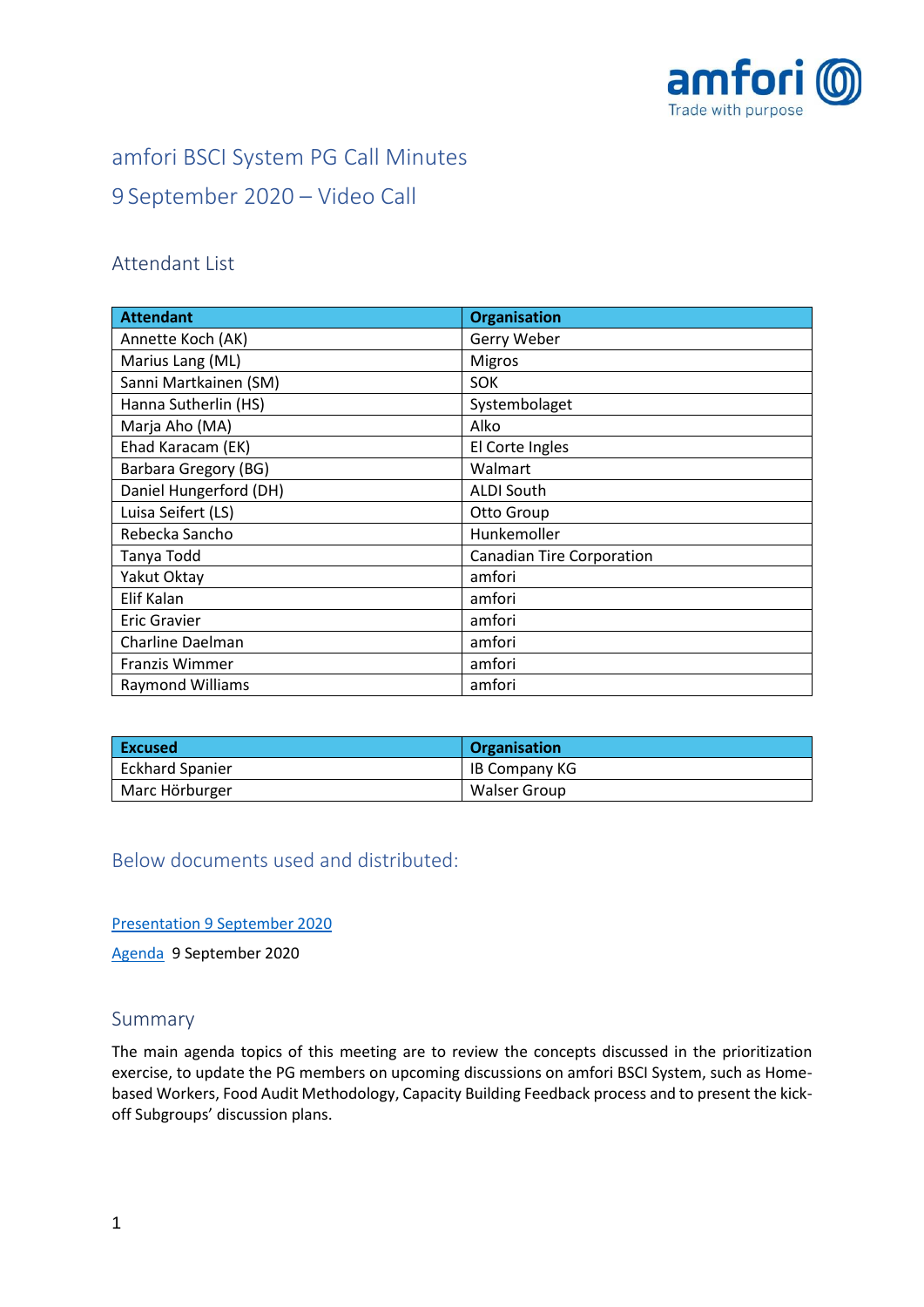# amfori BSCI System PG Call Minutes

# 9 September 2020 – Video Call

## Attendant List

| Attendant | Organisation |
|---|---|
| Annette Koch (AK) | Gerry Weber |
| Marius Lang (ML) | Migros |
| Sanni Martkainen (SM) | SOK |
| Hanna Sutherlin (HS) | Systembolaget |
| Marja Aho (MA) | Alko |
| Ehad Karacam (EK) | El Corte Ingles |
| Barbara Gregory (BG) | Walmart |
| Daniel Hungerford (DH) | ALDI South |
| Luisa Seifert (LS) | Otto Group |
| Rebecka Sancho | Hunkemoller |
| Tanya Todd | Canadian Tire Corporation |
| Yakut Oktay | amfori |
| Elif Kalan | amfori |
| Eric Gravier | amfori |
| Charline Daelman | amfori |
| Franzis Wimmer | amfori |
| Raymond Williams | amfori |

| Excused | Organisation |
|---|---|
| Eckhard Spanier | IB Company KG |
| Marc Hörburger | Walser Group |

## Below documents used and distributed:

Presentation 9 September 2020

Agenda 9 September 2020

## Summary

The main agenda topics of this meeting are to review the concepts discussed in the prioritization exercise, to update the PG members on upcoming discussions on amfori BSCI System, such as Home-based Workers, Food Audit Methodology, Capacity Building Feedback process and to present the kick-off Subgroups' discussion plans.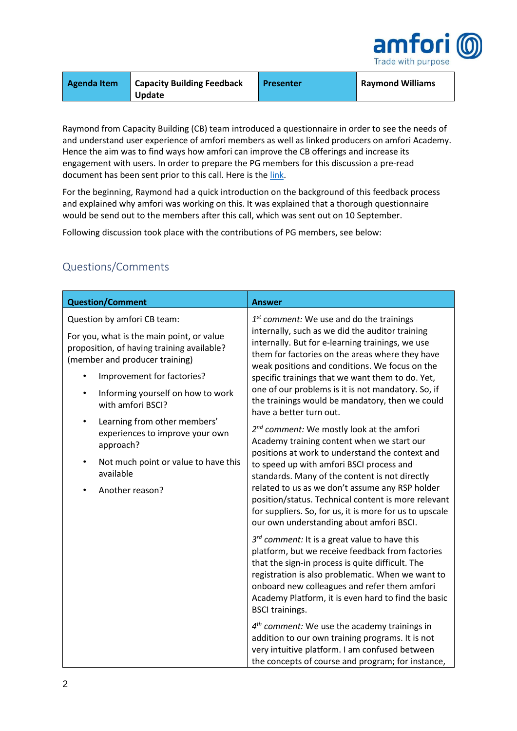| Agenda Item | Capacity Building Feedback Update | Presenter | Raymond Williams |
| --- | --- | --- | --- |

Raymond from Capacity Building (CB) team introduced a questionnaire in order to see the needs of and understand user experience of amfori members as well as linked producers on amfori Academy. Hence the aim was to find ways how amfori can improve the CB offerings and increase its engagement with users. In order to prepare the PG members for this discussion a pre-read document has been sent prior to this call. Here is the link.

For the beginning, Raymond had a quick introduction on the background of this feedback process and explained why amfori was working on this. It was explained that a thorough questionnaire would be send out to the members after this call, which was sent out on 10 September.

Following discussion took place with the contributions of PG members, see below:

## Questions/Comments

| Question/Comment | Answer |
| --- | --- |
| Question by amfori CB team:<br><br>For you, what is the main point, or value proposition, of having training available? (member and producer training)<br><br>• Improvement for factories?<br>• Informing yourself on how to work with amfori BSCI?<br>• Learning from other members' experiences to improve your own approach?<br>• Not much point or value to have this available<br>• Another reason? | *1st comment:* We use and do the trainings internally, such as we did the auditor training internally. But for e-learning trainings, we use them for factories on the areas where they have weak positions and conditions. We focus on the specific trainings that we want them to do. Yet, one of our problems is it is not mandatory. So, if the trainings would be mandatory, then we could have a better turn out.<br><br>*2nd comment:* We mostly look at the amfori Academy training content when we start our positions at work to understand the context and to speed up with amfori BSCI process and standards. Many of the content is not directly related to us as we don't assume any RSP holder position/status. Technical content is more relevant for suppliers. So, for us, it is more for us to upscale our own understanding about amfori BSCI.<br><br>*3rd comment:* It is a great value to have this platform, but we receive feedback from factories that the sign-in process is quite difficult. The registration is also problematic. When we want to onboard new colleagues and refer them amfori Academy Platform, it is even hard to find the basic BSCI trainings.<br><br>*4th comment:* We use the academy trainings in addition to our own training programs. It is not very intuitive platform. I am confused between the concepts of course and program; for instance, |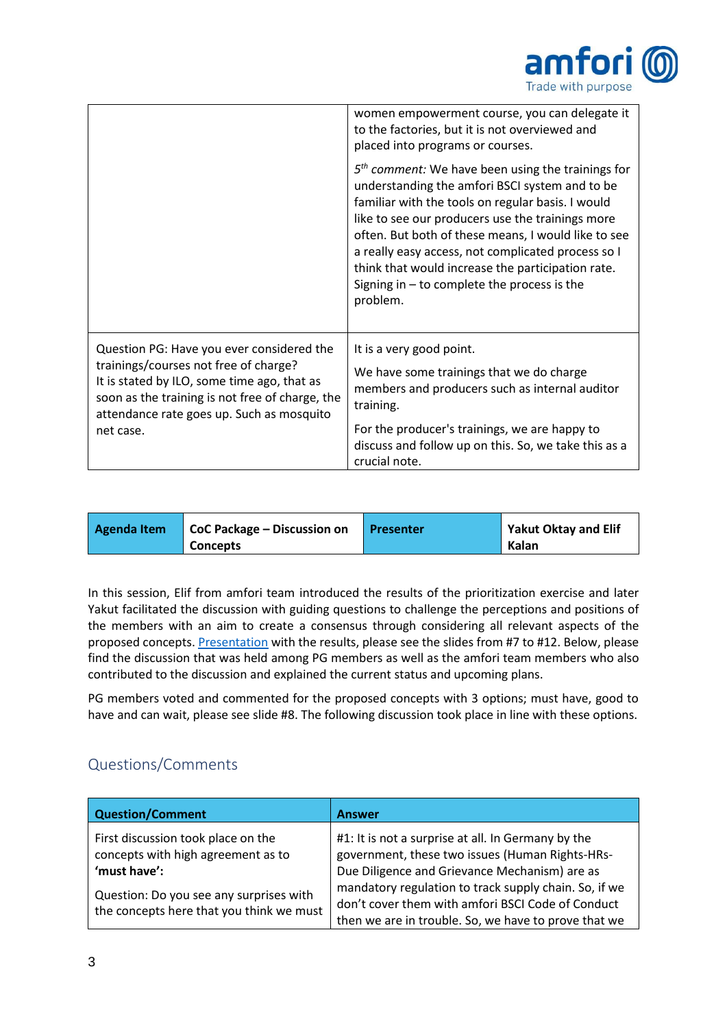| | |
|---|---|
| | women empowerment course, you can delegate it to the factories, but it is not overviewed and placed into programs or courses.<br><br>*5[th] comment:* We have been using the trainings for understanding the amfori BSCI system and to be familiar with the tools on regular basis. I would like to see our producers use the trainings more often. But both of these means, I would like to see a really easy access, not complicated process so I think that would increase the participation rate. Signing in – to complete the process is the problem. |
| Question PG: Have you ever considered the trainings/courses not free of charge?<br>It is stated by ILO, some time ago, that as soon as the training is not free of charge, the attendance rate goes up. Such as mosquito net case. | It is a very good point.<br><br>We have some trainings that we do charge members and producers such as internal auditor training.<br><br>For the producer's trainings, we are happy to discuss and follow up on this. So, we take this as a crucial note. |

| **Agenda Item** | **CoC Package – Discussion on Concepts** | **Presenter** | **Yakut Oktay and Elif Kalan** |
|---|---|---|---|

In this session, Elif from amfori team introduced the results of the prioritization exercise and later Yakut facilitated the discussion with guiding questions to challenge the perceptions and positions of the members with an aim to create a consensus through considering all relevant aspects of the proposed concepts. Presentation with the results, please see the slides from #7 to #12. Below, please find the discussion that was held among PG members as well as the amfori team members who also contributed to the discussion and explained the current status and upcoming plans.

PG members voted and commented for the proposed concepts with 3 options; must have, good to have and can wait, please see slide #8. The following discussion took place in line with these options.

## Questions/Comments

| **Question/Comment** | **Answer** |
|---|---|
| First discussion took place on the concepts with high agreement as to **'must have':**<br><br>Question: Do you see any surprises with the concepts here that you think we must | #1: It is not a surprise at all. In Germany by the government, these two issues (Human Rights-HRs-Due Diligence and Grievance Mechanism) are as mandatory regulation to track supply chain. So, if we don't cover them with amfori BSCI Code of Conduct then we are in trouble. So, we have to prove that we |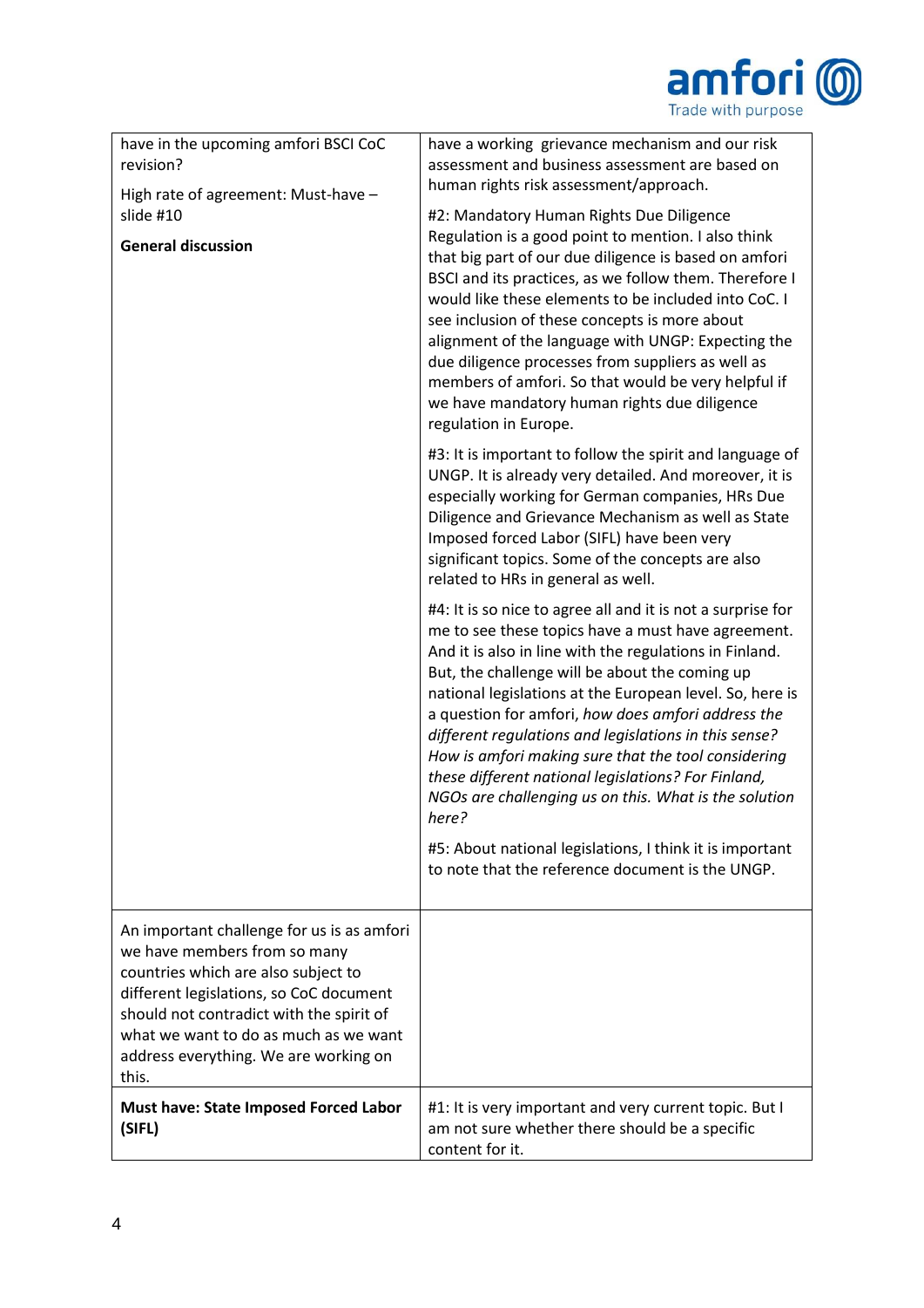| | |
|---|---|
| have in the upcoming amfori BSCI CoC revision?<br><br>High rate of agreement: Must-have – slide #10<br><br>**General discussion** | have a working grievance mechanism and our risk assessment and business assessment are based on human rights risk assessment/approach.<br><br>#2: Mandatory Human Rights Due Diligence Regulation is a good point to mention. I also think that big part of our due diligence is based on amfori BSCI and its practices, as we follow them. Therefore I would like these elements to be included into CoC. I see inclusion of these concepts is more about alignment of the language with UNGP: Expecting the due diligence processes from suppliers as well as members of amfori. So that would be very helpful if we have mandatory human rights due diligence regulation in Europe.<br><br>#3: It is important to follow the spirit and language of UNGP. It is already very detailed. And moreover, it is especially working for German companies, HRs Due Diligence and Grievance Mechanism as well as State Imposed forced Labor (SIFL) have been very significant topics. Some of the concepts are also related to HRs in general as well.<br><br>#4: It is so nice to agree all and it is not a surprise for me to see these topics have a must have agreement. And it is also in line with the regulations in Finland. But, the challenge will be about the coming up national legislations at the European level. So, here is a question for amfori, *how does amfori address the different regulations and legislations in this sense? How is amfori making sure that the tool considering these different national legislations? For Finland, NGOs are challenging us on this. What is the solution here?*<br><br>#5: About national legislations, I think it is important to note that the reference document is the UNGP. |
| An important challenge for us is as amfori we have members from so many countries which are also subject to different legislations, so CoC document should not contradict with the spirit of what we want to do as much as we want address everything. We are working on this. | |
| **Must have: State Imposed Forced Labor (SIFL)** | #1: It is very important and very current topic. But I am not sure whether there should be a specific content for it. |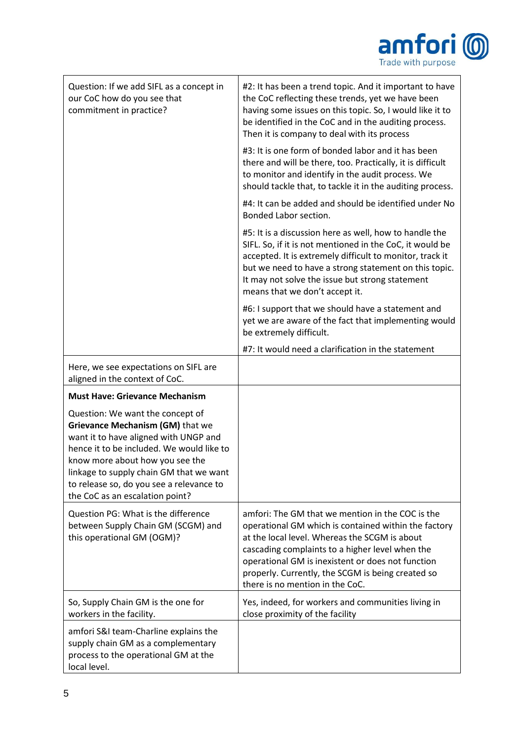| | |
|---|---|
| Question: If we add SIFL as a concept in our CoC how do you see that commitment in practice? | #2: It has been a trend topic. And it important to have the CoC reflecting these trends, yet we have been having some issues on this topic. So, I would like it to be identified in the CoC and in the auditing process. Then it is company to deal with its process<br><br>#3: It is one form of bonded labor and it has been there and will be there, too. Practically, it is difficult to monitor and identify in the audit process. We should tackle that, to tackle it in the auditing process.<br><br>#4: It can be added and should be identified under No Bonded Labor section.<br><br>#5: It is a discussion here as well, how to handle the SIFL. So, if it is not mentioned in the CoC, it would be accepted. It is extremely difficult to monitor, track it but we need to have a strong statement on this topic. It may not solve the issue but strong statement means that we don't accept it.<br><br>#6: I support that we should have a statement and yet we are aware of the fact that implementing would be extremely difficult.<br><br>#7: It would need a clarification in the statement |
| Here, we see expectations on SIFL are aligned in the context of CoC. | |
| **Must Have: Grievance Mechanism**<br><br>Question: We want the concept of **Grievance Mechanism (GM)** that we want it to have aligned with UNGP and hence it to be included. We would like to know more about how you see the linkage to supply chain GM that we want to release so, do you see a relevance to the CoC as an escalation point? | |
| Question PG: What is the difference between Supply Chain GM (SCGM) and this operational GM (OGM)? | amfori: The GM that we mention in the COC is the operational GM which is contained within the factory at the local level. Whereas the SCGM is about cascading complaints to a higher level when the operational GM is inexistent or does not function properly. Currently, the SCGM is being created so there is no mention in the CoC. |
| So, Supply Chain GM is the one for workers in the facility. | Yes, indeed, for workers and communities living in close proximity of the facility |
| amfori S&I team-Charline explains the supply chain GM as a complementary process to the operational GM at the local level. | |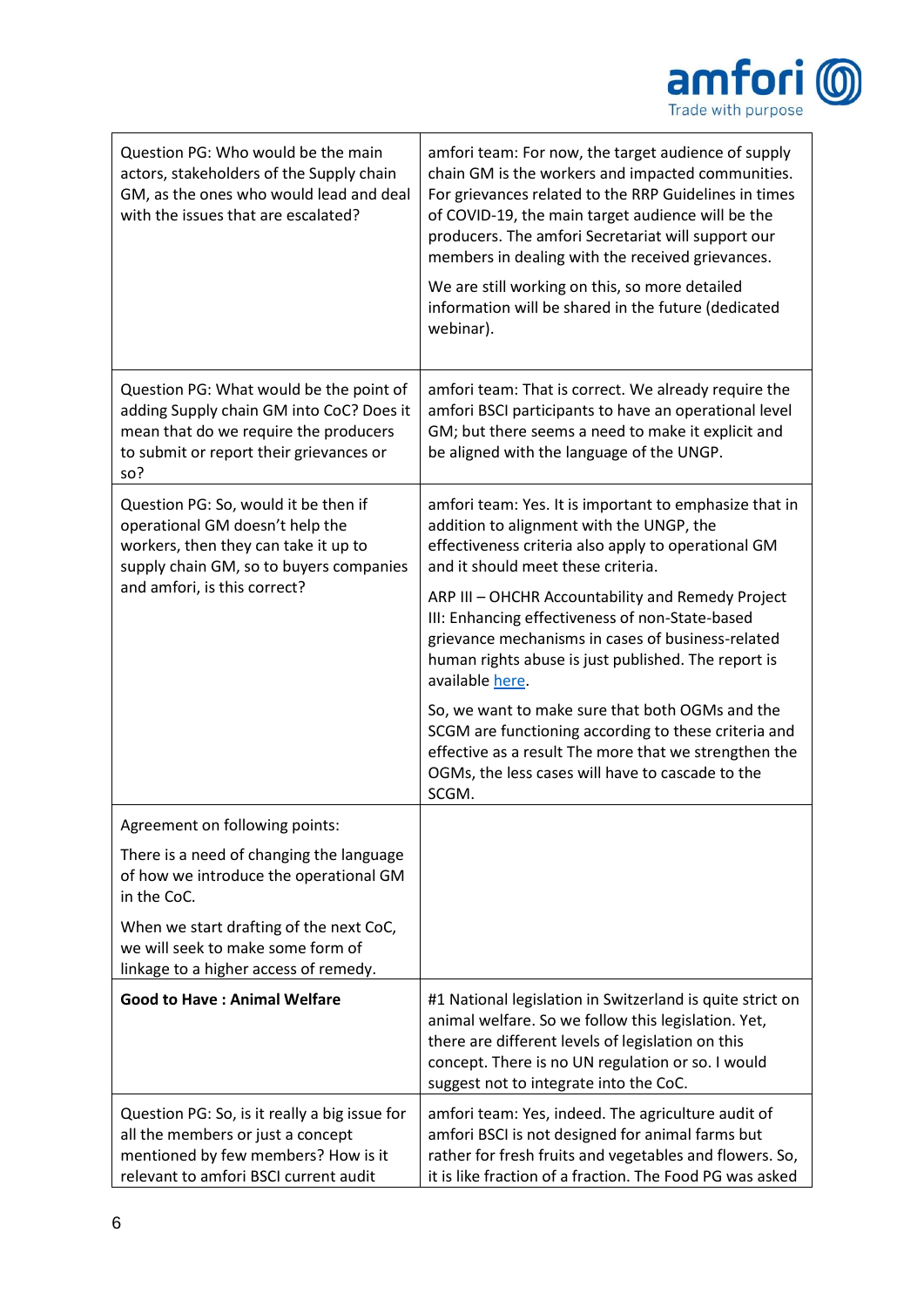| | |
|---|---|
| Question PG: Who would be the main actors, stakeholders of the Supply chain GM, as the ones who would lead and deal with the issues that are escalated? | amfori team: For now, the target audience of supply chain GM is the workers and impacted communities. For grievances related to the RRP Guidelines in times of COVID-19, the main target audience will be the producers. The amfori Secretariat will support our members in dealing with the received grievances.<br><br>We are still working on this, so more detailed information will be shared in the future (dedicated webinar). |
| Question PG: What would be the point of adding Supply chain GM into CoC? Does it mean that do we require the producers to submit or report their grievances or so? | amfori team: That is correct. We already require the amfori BSCI participants to have an operational level GM; but there seems a need to make it explicit and be aligned with the language of the UNGP. |
| Question PG: So, would it be then if operational GM doesn't help the workers, then they can take it up to supply chain GM, so to buyers companies and amfori, is this correct? | amfori team: Yes. It is important to emphasize that in addition to alignment with the UNGP, the effectiveness criteria also apply to operational GM and it should meet these criteria.<br><br>ARP III – OHCHR Accountability and Remedy Project III: Enhancing effectiveness of non-State-based grievance mechanisms in cases of business-related human rights abuse is just published. The report is available [here](here).<br><br>So, we want to make sure that both OGMs and the SCGM are functioning according to these criteria and effective as a result The more that we strengthen the OGMs, the less cases will have to cascade to the SCGM. |
| Agreement on following points:<br><br>There is a need of changing the language of how we introduce the operational GM in the CoC.<br><br>When we start drafting of the next CoC, we will seek to make some form of linkage to a higher access of remedy. | |
| **Good to Have : Animal Welfare** | #1 National legislation in Switzerland is quite strict on animal welfare. So we follow this legislation. Yet, there are different levels of legislation on this concept. There is no UN regulation or so. I would suggest not to integrate into the CoC. |
| Question PG: So, is it really a big issue for all the members or just a concept mentioned by few members? How is it relevant to amfori BSCI current audit | amfori team: Yes, indeed. The agriculture audit of amfori BSCI is not designed for animal farms but rather for fresh fruits and vegetables and flowers. So, it is like fraction of a fraction. The Food PG was asked |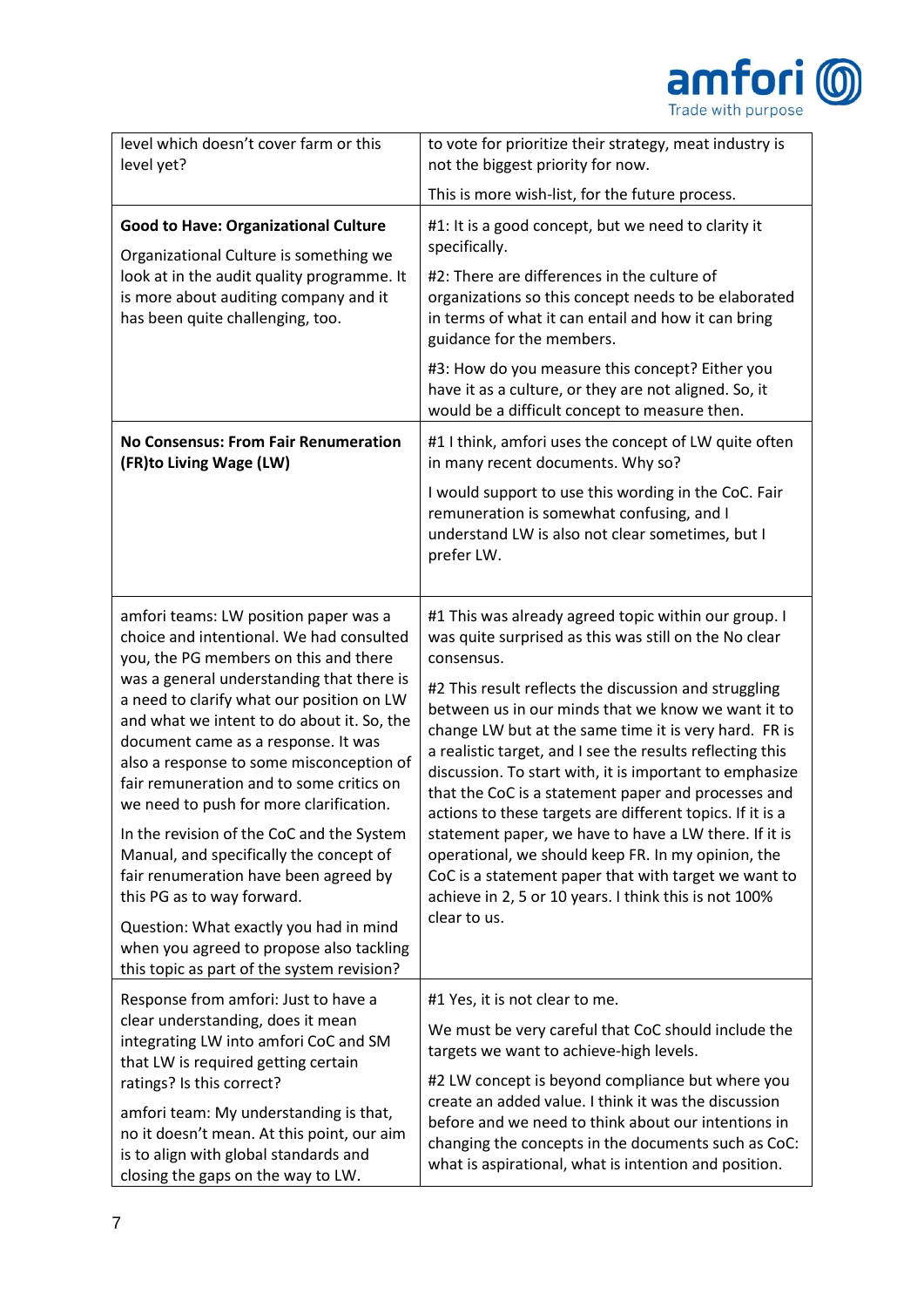| | |
|---|---|
| level which doesn't cover farm or this level yet? | to vote for prioritize their strategy, meat industry is not the biggest priority for now.<br><br>This is more wish-list, for the future process. |
| **Good to Have: Organizational Culture**<br><br>Organizational Culture is something we look at in the audit quality programme. It is more about auditing company and it has been quite challenging, too. | #1: It is a good concept, but we need to clarity it specifically.<br><br>#2: There are differences in the culture of organizations so this concept needs to be elaborated in terms of what it can entail and how it can bring guidance for the members.<br><br>#3: How do you measure this concept? Either you have it as a culture, or they are not aligned. So, it would be a difficult concept to measure then. |
| **No Consensus: From Fair Renumeration (FR)to Living Wage (LW)** | #1 I think, amfori uses the concept of LW quite often in many recent documents. Why so?<br><br>I would support to use this wording in the CoC. Fair remuneration is somewhat confusing, and I understand LW is also not clear sometimes, but I prefer LW. |
| amfori teams: LW position paper was a choice and intentional. We had consulted you, the PG members on this and there was a general understanding that there is a need to clarify what our position on LW and what we intent to do about it. So, the document came as a response. It was also a response to some misconception of fair remuneration and to some critics on we need to push for more clarification.<br><br>In the revision of the CoC and the System Manual, and specifically the concept of fair renumeration have been agreed by this PG as to way forward.<br><br>Question: What exactly you had in mind when you agreed to propose also tackling this topic as part of the system revision? | #1 This was already agreed topic within our group. I was quite surprised as this was still on the No clear consensus.<br><br>#2 This result reflects the discussion and struggling between us in our minds that we know we want it to change LW but at the same time it is very hard. FR is a realistic target, and I see the results reflecting this discussion. To start with, it is important to emphasize that the CoC is a statement paper and processes and actions to these targets are different topics. If it is a statement paper, we have to have a LW there. If it is operational, we should keep FR. In my opinion, the CoC is a statement paper that with target we want to achieve in 2, 5 or 10 years. I think this is not 100% clear to us. |
| Response from amfori: Just to have a clear understanding, does it mean integrating LW into amfori CoC and SM that LW is required getting certain ratings? Is this correct?<br><br>amfori team: My understanding is that, no it doesn't mean. At this point, our aim is to align with global standards and closing the gaps on the way to LW. | #1 Yes, it is not clear to me.<br><br>We must be very careful that CoC should include the targets we want to achieve-high levels.<br><br>#2 LW concept is beyond compliance but where you create an added value. I think it was the discussion before and we need to think about our intentions in changing the concepts in the documents such as CoC: what is aspirational, what is intention and position. |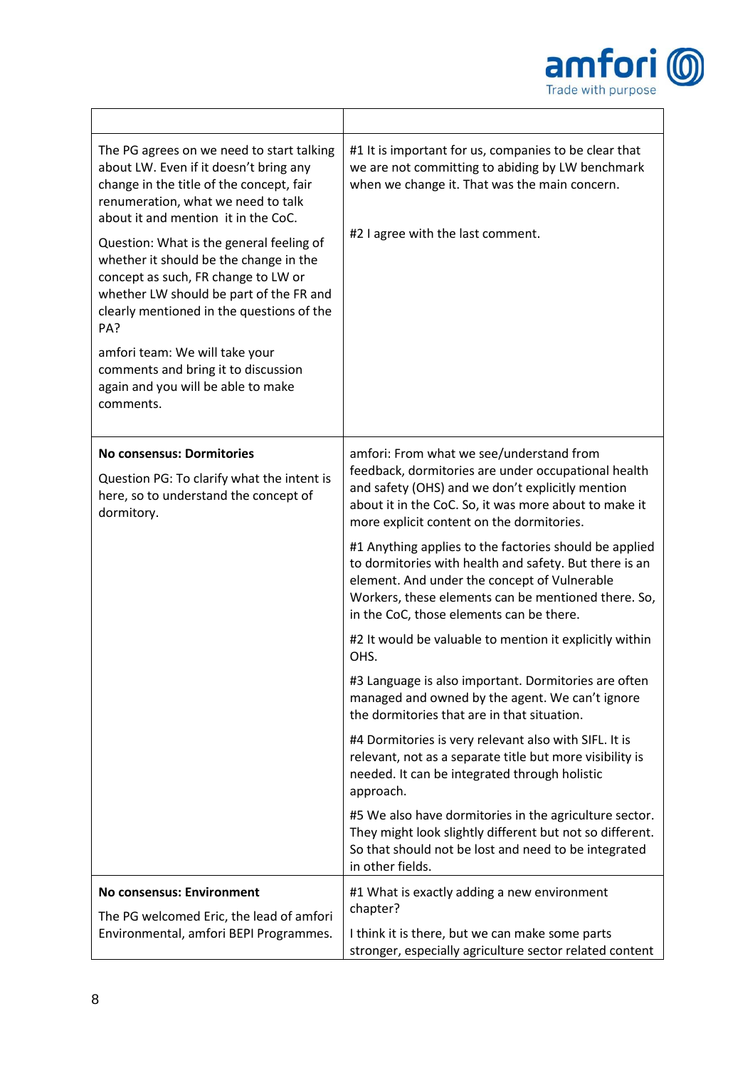| | |
|---|---|
| The PG agrees on we need to start talking about LW. Even if it doesn't bring any change in the title of the concept, fair renumeration, what we need to talk about it and mention it in the CoC.<br><br>Question: What is the general feeling of whether it should be the change in the concept as such, FR change to LW or whether LW should be part of the FR and clearly mentioned in the questions of the PA?<br><br>amfori team: We will take your comments and bring it to discussion again and you will be able to make comments. | #1 It is important for us, companies to be clear that we are not committing to abiding by LW benchmark when we change it. That was the main concern.<br><br>#2 I agree with the last comment. |
| **No consensus: Dormitories**<br><br>Question PG: To clarify what the intent is here, so to understand the concept of dormitory. | amfori: From what we see/understand from feedback, dormitories are under occupational health and safety (OHS) and we don't explicitly mention about it in the CoC. So, it was more about to make it more explicit content on the dormitories.<br><br>#1 Anything applies to the factories should be applied to dormitories with health and safety. But there is an element. And under the concept of Vulnerable Workers, these elements can be mentioned there. So, in the CoC, those elements can be there.<br><br>#2 It would be valuable to mention it explicitly within OHS.<br><br>#3 Language is also important. Dormitories are often managed and owned by the agent. We can't ignore the dormitories that are in that situation.<br><br>#4 Dormitories is very relevant also with SIFL. It is relevant, not as a separate title but more visibility is needed. It can be integrated through holistic approach.<br><br>#5 We also have dormitories in the agriculture sector. They might look slightly different but not so different. So that should not be lost and need to be integrated in other fields. |
| **No consensus: Environment**<br><br>The PG welcomed Eric, the lead of amfori Environmental, amfori BEPI Programmes. | #1 What is exactly adding a new environment chapter?<br><br>I think it is there, but we can make some parts stronger, especially agriculture sector related content |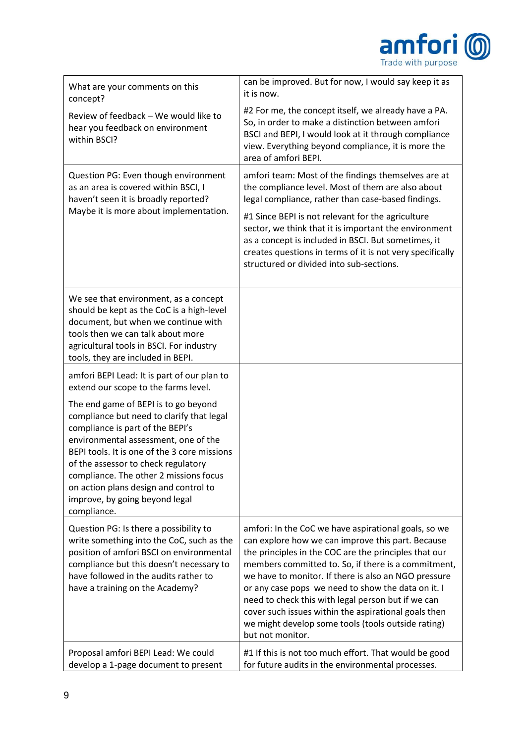| | |
|---|---|
| What are your comments on this concept?<br><br>Review of feedback – We would like to hear you feedback on environment within BSCI? | can be improved. But for now, I would say keep it as it is now.<br><br>#2 For me, the concept itself, we already have a PA. So, in order to make a distinction between amfori BSCI and BEPI, I would look at it through compliance view. Everything beyond compliance, it is more the area of amfori BEPI. |
| Question PG: Even though environment as an area is covered within BSCI, I haven't seen it is broadly reported? Maybe it is more about implementation. | amfori team: Most of the findings themselves are at the compliance level. Most of them are also about legal compliance, rather than case-based findings.<br><br>#1 Since BEPI is not relevant for the agriculture sector, we think that it is important the environment as a concept is included in BSCI. But sometimes, it creates questions in terms of it is not very specifically structured or divided into sub-sections. |
| We see that environment, as a concept should be kept as the CoC is a high-level document, but when we continue with tools then we can talk about more agricultural tools in BSCI. For industry tools, they are included in BEPI. | |
| amfori BEPI Lead: It is part of our plan to extend our scope to the farms level.<br><br>The end game of BEPI is to go beyond compliance but need to clarify that legal compliance is part of the BEPI's environmental assessment, one of the BEPI tools. It is one of the 3 core missions of the assessor to check regulatory compliance. The other 2 missions focus on action plans design and control to improve, by going beyond legal compliance. | |
| Question PG: Is there a possibility to write something into the CoC, such as the position of amfori BSCI on environmental compliance but this doesn't necessary to have followed in the audits rather to have a training on the Academy? | amfori: In the CoC we have aspirational goals, so we can explore how we can improve this part. Because the principles in the COC are the principles that our members committed to. So, if there is a commitment, we have to monitor. If there is also an NGO pressure or any case pops we need to show the data on it. I need to check this with legal person but if we can cover such issues within the aspirational goals then we might develop some tools (tools outside rating) but not monitor. |
| Proposal amfori BEPI Lead: We could develop a 1-page document to present | #1 If this is not too much effort. That would be good for future audits in the environmental processes. |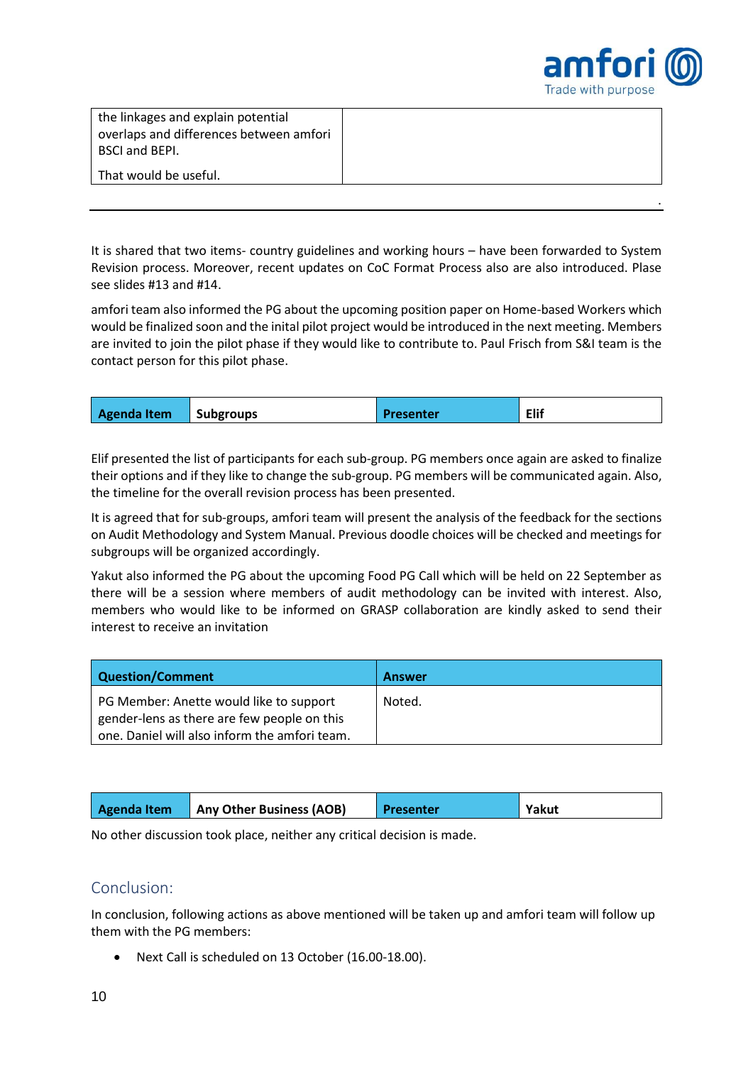| | |
|---|---|
| the linkages and explain potential overlaps and differences between amfori BSCI and BEPI.<br><br>That would be useful. | |

It is shared that two items- country guidelines and working hours – have been forwarded to System Revision process. Moreover, recent updates on CoC Format Process also are also introduced. Plase see slides #13 and #14.

amfori team also informed the PG about the upcoming position paper on Home-based Workers which would be finalized soon and the inital pilot project would be introduced in the next meeting. Members are invited to join the pilot phase if they would like to contribute to. Paul Frisch from S&I team is the contact person for this pilot phase.

| **Agenda Item** | **Subgroups** | **Presenter** | **Elif** |
|---|---|---|---|

Elif presented the list of participants for each sub-group. PG members once again are asked to finalize their options and if they like to change the sub-group. PG members will be communicated again. Also, the timeline for the overall revision process has been presented.

It is agreed that for sub-groups, amfori team will present the analysis of the feedback for the sections on Audit Methodology and System Manual. Previous doodle choices will be checked and meetings for subgroups will be organized accordingly.

Yakut also informed the PG about the upcoming Food PG Call which will be held on 22 September as there will be a session where members of audit methodology can be invited with interest. Also, members who would like to be informed on GRASP collaboration are kindly asked to send their interest to receive an invitation

| **Question/Comment** | **Answer** |
|---|---|
| PG Member: Anette would like to support gender-lens as there are few people on this one. Daniel will also inform the amfori team. | Noted. |

| **Agenda Item** | **Any Other Business (AOB)** | **Presenter** | **Yakut** |
|---|---|---|---|

No other discussion took place, neither any critical decision is made.

## Conclusion:

In conclusion, following actions as above mentioned will be taken up and amfori team will follow up them with the PG members:

- Next Call is scheduled on 13 October (16.00-18.00).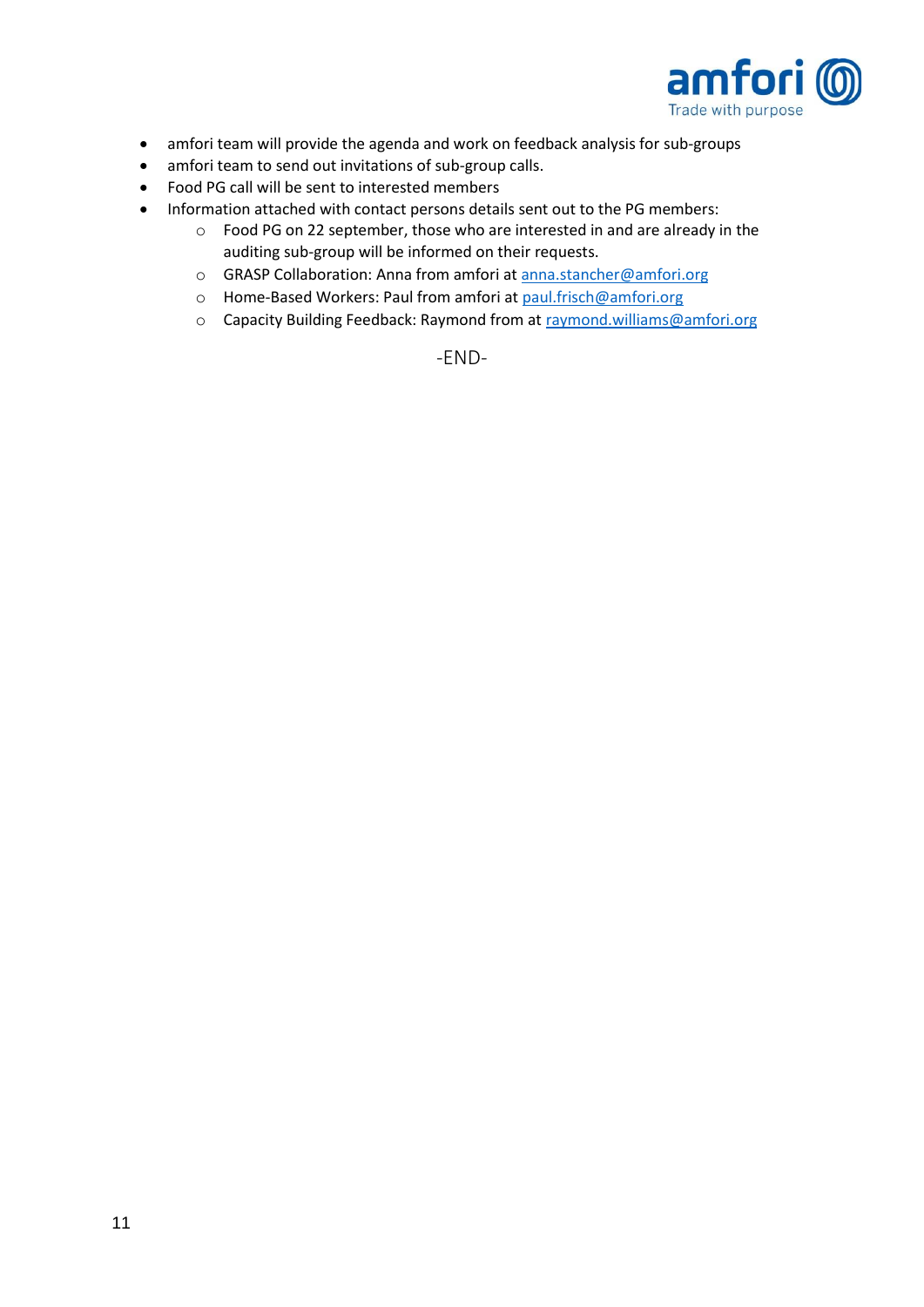- amfori team will provide the agenda and work on feedback analysis for sub-groups
- amfori team to send out invitations of sub-group calls.
- Food PG call will be sent to interested members
- Information attached with contact persons details sent out to the PG members:
    - Food PG on 22 september, those who are interested in and are already in the auditing sub-group will be informed on their requests.
    - GRASP Collaboration: Anna from amfori at anna.stancher@amfori.org
    - Home-Based Workers: Paul from amfori at paul.frisch@amfori.org
    - Capacity Building Feedback: Raymond from at raymond.williams@amfori.org

-END-